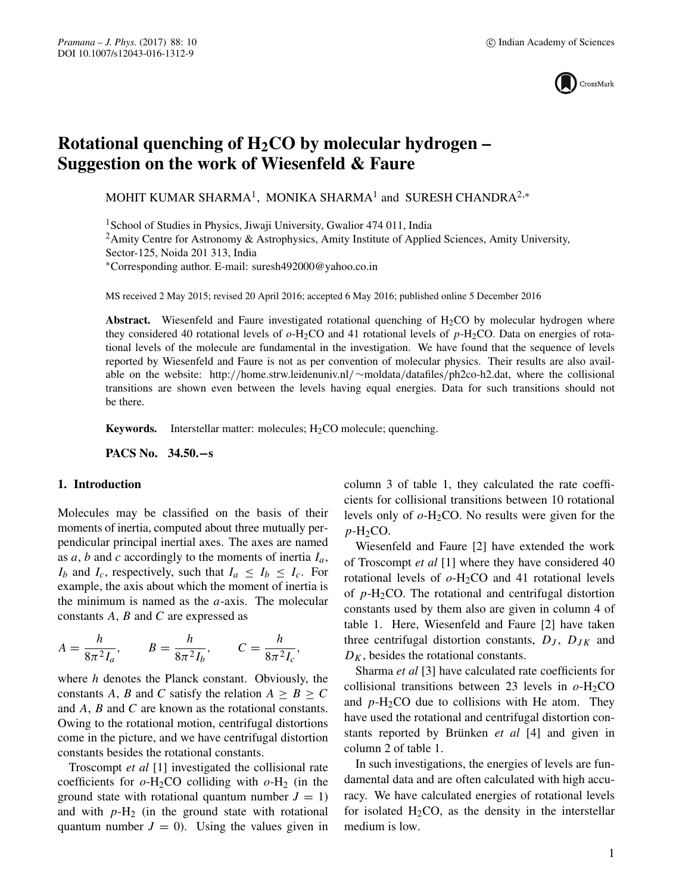# Rotational quenching of $H_2CO$ by molecular hydrogen – Suggestion on the work of Wiesenfeld & Faure

MOHIT KUMAR SHARMA[1], MONIKA SHARMA[1] and SURESH CHANDRA[2,*]

[1]School of Studies in Physics, Jiwaji University, Gwalior 474 011, India
[2]Amity Centre for Astronomy & Astrophysics, Amity Institute of Applied Sciences, Amity University, Sector-125, Noida 201 313, India
*Corresponding author. E-mail: suresh492000@yahoo.co.in

MS received 2 May 2015; revised 20 April 2016; accepted 6 May 2016; published online 5 December 2016

**Abstract.** Wiesenfeld and Faure investigated rotational quenching of $H_2CO$ by molecular hydrogen where they considered 40 rotational levels of *o*-$H_2CO$ and 41 rotational levels of *p*-$H_2CO$. Data on energies of rotational levels of the molecule are fundamental in the investigation. We have found that the sequence of levels reported by Wiesenfeld and Faure is not as per convention of molecular physics. Their results are also available on the website: http://home.strw.leidenuniv.nl/∼moldata/datafiles/ph2co-h2.dat, where the collisional transitions are shown even between the levels having equal energies. Data for such transitions should not be there.

**Keywords.** Interstellar matter: molecules; $H_2CO$ molecule; quenching.

**PACS No.** 34.50.−s

## 1. Introduction

Molecules may be classified on the basis of their moments of inertia, computed about three mutually perpendicular principal inertial axes. The axes are named as *a*, *b* and *c* accordingly to the moments of inertia $I_a$, $I_b$ and $I_c$, respectively, such that $I_a \leq I_b \leq I_c$. For example, the axis about which the moment of inertia is the minimum is named as the *a*-axis. The molecular constants *A*, *B* and *C* are expressed as

$$A = \frac{h}{8\pi^2 I_a}, \qquad B = \frac{h}{8\pi^2 I_b}, \qquad C = \frac{h}{8\pi^2 I_c},$$

where *h* denotes the Planck constant. Obviously, the constants *A*, *B* and *C* satisfy the relation $A \geq B \geq C$ and *A*, *B* and *C* are known as the rotational constants. Owing to the rotational motion, centrifugal distortions come in the picture, and we have centrifugal distortion constants besides the rotational constants.

Troscompt *et al* [1] investigated the collisional rate coefficients for *o*-$H_2CO$ colliding with *o*-$H_2$ (in the ground state with rotational quantum number $J = 1$) and with *p*-$H_2$ (in the ground state with rotational quantum number $J = 0$). Using the values given in column 3 of table 1, they calculated the rate coefficients for collisional transitions between 10 rotational levels only of *o*-$H_2CO$. No results were given for the *p*-$H_2CO$.

Wiesenfeld and Faure [2] have extended the work of Troscompt *et al* [1] where they have considered 40 rotational levels of *o*-$H_2CO$ and 41 rotational levels of *p*-$H_2CO$. The rotational and centrifugal distortion constants used by them also are given in column 4 of table 1. Here, Wiesenfeld and Faure [2] have taken three centrifugal distortion constants, $D_J$, $D_{JK}$ and $D_K$, besides the rotational constants.

Sharma *et al* [3] have calculated rate coefficients for collisional transitions between 23 levels in *o*-$H_2CO$ and *p*-$H_2CO$ due to collisions with He atom. They have used the rotational and centrifugal distortion constants reported by Brünken *et al* [4] and given in column 2 of table 1.

In such investigations, the energies of levels are fundamental data and are often calculated with high accuracy. We have calculated energies of rotational levels for isolated $H_2CO$, as the density in the interstellar medium is low.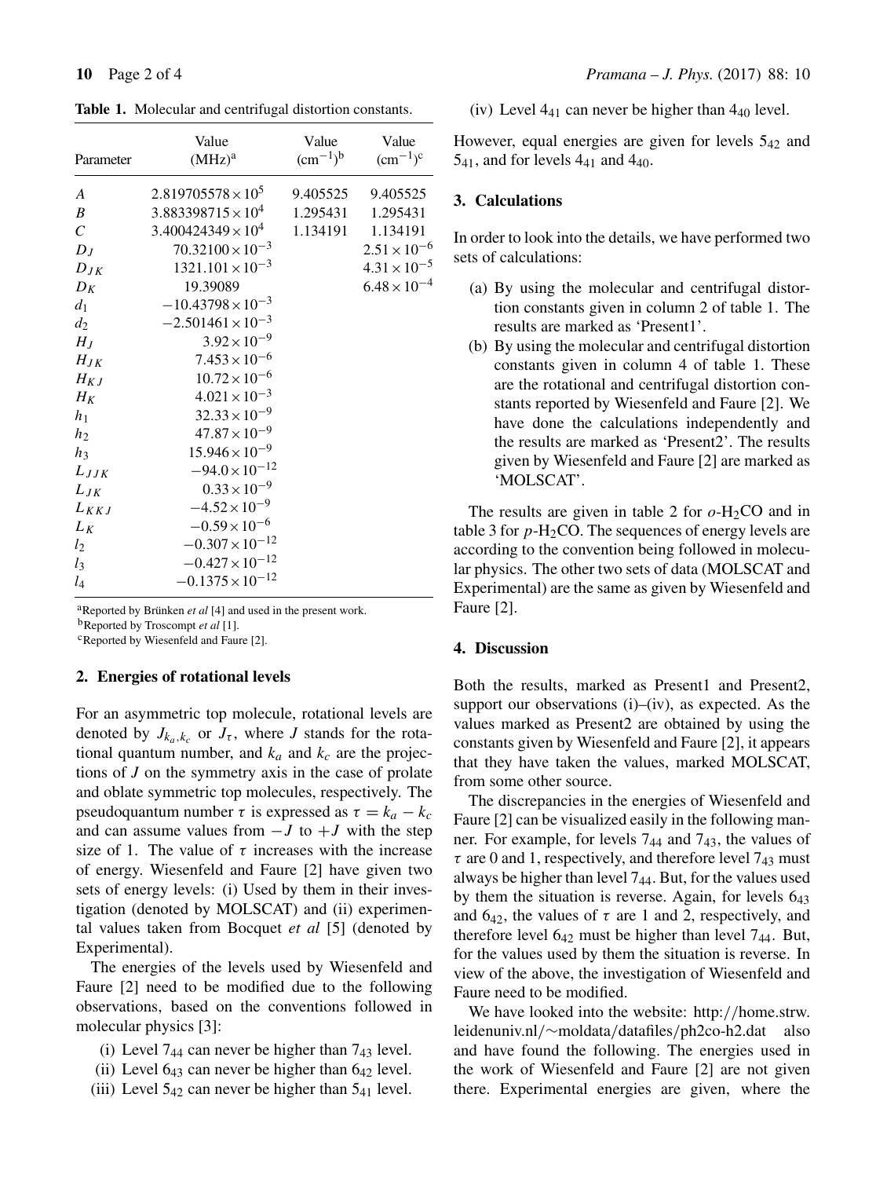**Table 1.** Molecular and centrifugal distortion constants.

| Parameter | Value (MHz)[a] | Value ($cm^{-1}$)[b] | Value ($cm^{-1}$)[c] |
|---|---|---|---|
| $A$ | $2.819705578 \times 10^5$ | 9.405525 | 9.405525 |
| $B$ | $3.883398715 \times 10^4$ | 1.295431 | 1.295431 |
| $C$ | $3.400424349 \times 10^4$ | 1.134191 | 1.134191 |
| $D_J$ | $70.32100 \times 10^{-3}$ | | $2.51 \times 10^{-6}$ |
| $D_{JK}$ | $1321.101 \times 10^{-3}$ | | $4.31 \times 10^{-5}$ |
| $D_K$ | 19.39089 | | $6.48 \times 10^{-4}$ |
| $d_1$ | $-10.43798 \times 10^{-3}$ | | |
| $d_2$ | $-2.501461 \times 10^{-3}$ | | |
| $H_J$ | $3.92 \times 10^{-9}$ | | |
| $H_{JK}$ | $7.453 \times 10^{-6}$ | | |
| $H_{KJ}$ | $10.72 \times 10^{-6}$ | | |
| $H_K$ | $4.021 \times 10^{-3}$ | | |
| $h_1$ | $32.33 \times 10^{-9}$ | | |
| $h_2$ | $47.87 \times 10^{-9}$ | | |
| $h_3$ | $15.946 \times 10^{-9}$ | | |
| $L_{JJK}$ | $-94.0 \times 10^{-12}$ | | |
| $L_{JK}$ | $0.33 \times 10^{-9}$ | | |
| $L_{KKJ}$ | $-4.52 \times 10^{-9}$ | | |
| $L_K$ | $-0.59 \times 10^{-6}$ | | |
| $l_2$ | $-0.307 \times 10^{-12}$ | | |
| $l_3$ | $-0.427 \times 10^{-12}$ | | |
| $l_4$ | $-0.1375 \times 10^{-12}$ | | |

[a]Reported by Brünken *et al* [4] and used in the present work.
[b]Reported by Troscompt *et al* [1].
[c]Reported by Wiesenfeld and Faure [2].

## 2. Energies of rotational levels

For an asymmetric top molecule, rotational levels are denoted by $J_{k_a,k_c}$ or $J_\tau$, where $J$ stands for the rotational quantum number, and $k_a$ and $k_c$ are the projections of $J$ on the symmetry axis in the case of prolate and oblate symmetric top molecules, respectively. The pseudoquantum number $\tau$ is expressed as $\tau = k_a - k_c$ and can assume values from $-J$ to $+J$ with the step size of 1. The value of $\tau$ increases with the increase of energy. Wiesenfeld and Faure [2] have given two sets of energy levels: (i) Used by them in their investigation (denoted by MOLSCAT) and (ii) experimental values taken from Bocquet *et al* [5] (denoted by Experimental).

The energies of the levels used by Wiesenfeld and Faure [2] need to be modified due to the following observations, based on the conventions followed in molecular physics [3]:

(i) Level $7_{44}$ can never be higher than $7_{43}$ level.
(ii) Level $6_{43}$ can never be higher than $6_{42}$ level.
(iii) Level $5_{42}$ can never be higher than $5_{41}$ level.
(iv) Level $4_{41}$ can never be higher than $4_{40}$ level.

However, equal energies are given for levels $5_{42}$ and $5_{41}$, and for levels $4_{41}$ and $4_{40}$.

## 3. Calculations

In order to look into the details, we have performed two sets of calculations:

(a) By using the molecular and centrifugal distortion constants given in column 2 of table 1. The results are marked as 'Present1'.
(b) By using the molecular and centrifugal distortion constants given in column 4 of table 1. These are the rotational and centrifugal distortion constants reported by Wiesenfeld and Faure [2]. We have done the calculations independently and the results are marked as 'Present2'. The results given by Wiesenfeld and Faure [2] are marked as 'MOLSCAT'.

The results are given in table 2 for $o$-$H_2CO$ and in table 3 for $p$-$H_2CO$. The sequences of energy levels are according to the convention being followed in molecular physics. The other two sets of data (MOLSCAT and Experimental) are the same as given by Wiesenfeld and Faure [2].

## 4. Discussion

Both the results, marked as Present1 and Present2, support our observations (i)–(iv), as expected. As the values marked as Present2 are obtained by using the constants given by Wiesenfeld and Faure [2], it appears that they have taken the values, marked MOLSCAT, from some other source.

The discrepancies in the energies of Wiesenfeld and Faure [2] can be visualized easily in the following manner. For example, for levels $7_{44}$ and $7_{43}$, the values of $\tau$ are 0 and 1, respectively, and therefore level $7_{43}$ must always be higher than level $7_{44}$. But, for the values used by them the situation is reverse. Again, for levels $6_{43}$ and $6_{42}$, the values of $\tau$ are 1 and 2, respectively, and therefore level $6_{42}$ must be higher than level $7_{44}$. But, for the values used by them the situation is reverse. In view of the above, the investigation of Wiesenfeld and Faure need to be modified.

We have looked into the website: http://home.strw.leidenuniv.nl/~moldata/datafiles/ph2co-h2.dat also and have found the following. The energies used in the work of Wiesenfeld and Faure [2] are not given there. Experimental energies are given, where the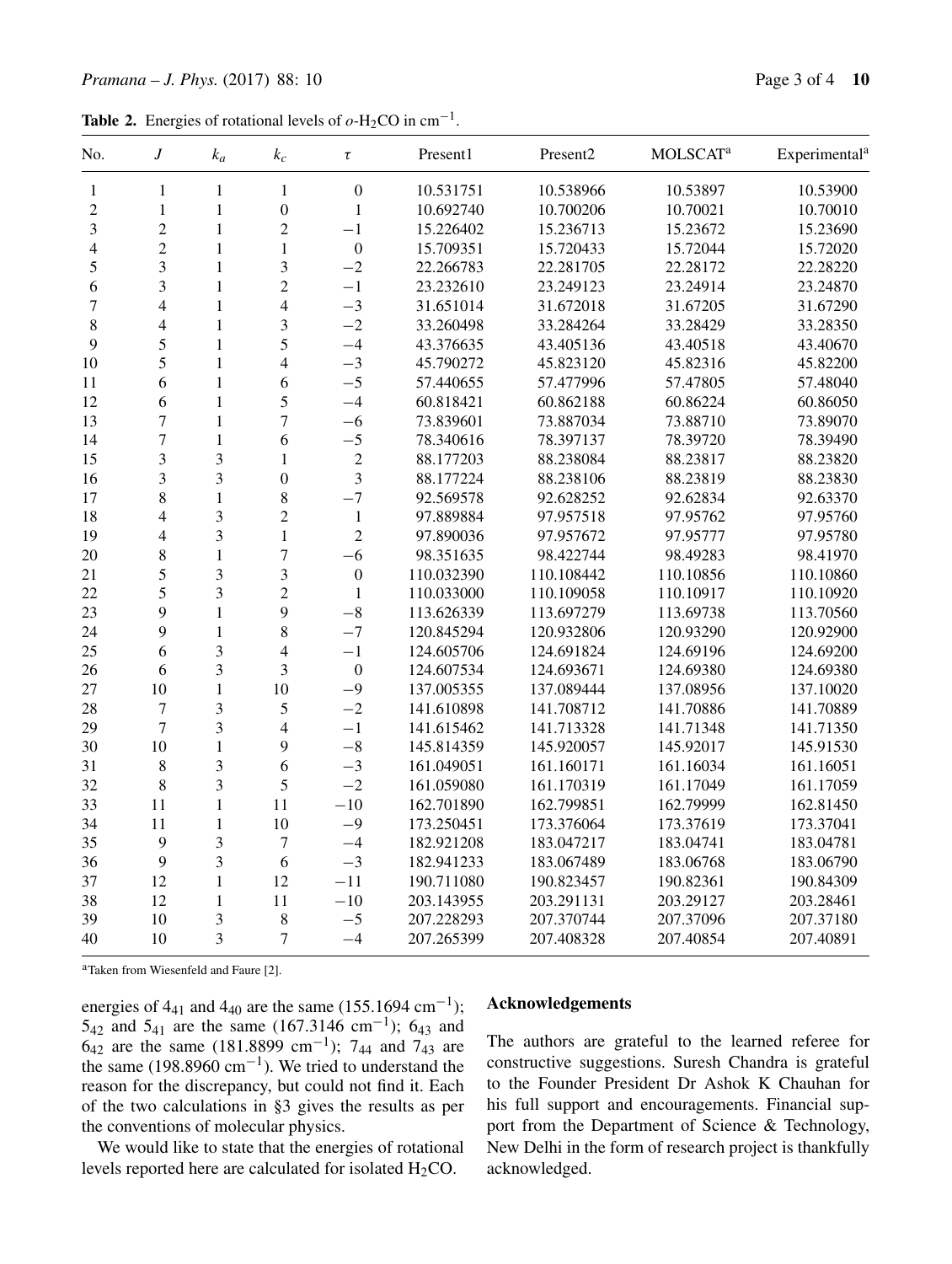**Table 2.** Energies of rotational levels of $o$-$H_2CO$ in $cm^{-1}$.

| No. | $J$ | $k_a$ | $k_c$ | $\tau$ | Present1 | Present2 | MOLSCAT[a] | Experimental[a] |
|---|---|---|---|---|---|---|---|---|
| 1 | 1 | 1 | 1 | 0 | 10.531751 | 10.538966 | 10.53897 | 10.53900 |
| 2 | 1 | 1 | 0 | 1 | 10.692740 | 10.700206 | 10.70021 | 10.70010 |
| 3 | 2 | 1 | 2 | −1 | 15.226402 | 15.236713 | 15.23672 | 15.23690 |
| 4 | 2 | 1 | 1 | 0 | 15.709351 | 15.720433 | 15.72044 | 15.72020 |
| 5 | 3 | 1 | 3 | −2 | 22.266783 | 22.281705 | 22.28172 | 22.28220 |
| 6 | 3 | 1 | 2 | −1 | 23.232610 | 23.249123 | 23.24914 | 23.24870 |
| 7 | 4 | 1 | 4 | −3 | 31.651014 | 31.672018 | 31.67205 | 31.67290 |
| 8 | 4 | 1 | 3 | −2 | 33.260498 | 33.284264 | 33.28429 | 33.28350 |
| 9 | 5 | 1 | 5 | −4 | 43.376635 | 43.405136 | 43.40518 | 43.40670 |
| 10 | 5 | 1 | 4 | −3 | 45.790272 | 45.823120 | 45.82316 | 45.82200 |
| 11 | 6 | 1 | 6 | −5 | 57.440655 | 57.477996 | 57.47805 | 57.48040 |
| 12 | 6 | 1 | 5 | −4 | 60.818421 | 60.862188 | 60.86224 | 60.86050 |
| 13 | 7 | 1 | 7 | −6 | 73.839601 | 73.887034 | 73.88710 | 73.89070 |
| 14 | 7 | 1 | 6 | −5 | 78.340616 | 78.397137 | 78.39720 | 78.39490 |
| 15 | 3 | 3 | 1 | 2 | 88.177203 | 88.238084 | 88.23817 | 88.23820 |
| 16 | 3 | 3 | 0 | 3 | 88.177224 | 88.238106 | 88.23819 | 88.23830 |
| 17 | 8 | 1 | 8 | −7 | 92.569578 | 92.628252 | 92.62834 | 92.63370 |
| 18 | 4 | 3 | 2 | 1 | 97.889884 | 97.957518 | 97.95762 | 97.95760 |
| 19 | 4 | 3 | 1 | 2 | 97.890036 | 97.957672 | 97.95777 | 97.95780 |
| 20 | 8 | 1 | 7 | −6 | 98.351635 | 98.422744 | 98.49283 | 98.41970 |
| 21 | 5 | 3 | 3 | 0 | 110.032390 | 110.108442 | 110.10856 | 110.10860 |
| 22 | 5 | 3 | 2 | 1 | 110.033000 | 110.109058 | 110.10917 | 110.10920 |
| 23 | 9 | 1 | 9 | −8 | 113.626339 | 113.697279 | 113.69738 | 113.70560 |
| 24 | 9 | 1 | 8 | −7 | 120.845294 | 120.932806 | 120.93290 | 120.92900 |
| 25 | 6 | 3 | 4 | −1 | 124.605706 | 124.691824 | 124.69196 | 124.69200 |
| 26 | 6 | 3 | 3 | 0 | 124.607534 | 124.693671 | 124.69380 | 124.69380 |
| 27 | 10 | 1 | 10 | −9 | 137.005355 | 137.089444 | 137.08956 | 137.10020 |
| 28 | 7 | 3 | 5 | −2 | 141.610898 | 141.708712 | 141.70886 | 141.70889 |
| 29 | 7 | 3 | 4 | −1 | 141.615462 | 141.713328 | 141.71348 | 141.71350 |
| 30 | 10 | 1 | 9 | −8 | 145.814359 | 145.920057 | 145.92017 | 145.91530 |
| 31 | 8 | 3 | 6 | −3 | 161.049051 | 161.160171 | 161.16034 | 161.16051 |
| 32 | 8 | 3 | 5 | −2 | 161.059080 | 161.170319 | 161.17049 | 161.17059 |
| 33 | 11 | 1 | 11 | −10 | 162.701890 | 162.799851 | 162.79999 | 162.81450 |
| 34 | 11 | 1 | 10 | −9 | 173.250451 | 173.376064 | 173.37619 | 173.37041 |
| 35 | 9 | 3 | 7 | −4 | 182.921208 | 183.047217 | 183.04741 | 183.04781 |
| 36 | 9 | 3 | 6 | −3 | 182.941233 | 183.067489 | 183.06768 | 183.06790 |
| 37 | 12 | 1 | 12 | −11 | 190.711080 | 190.823457 | 190.82361 | 190.84309 |
| 38 | 12 | 1 | 11 | −10 | 203.143955 | 203.291131 | 203.29127 | 203.28461 |
| 39 | 10 | 3 | 8 | −5 | 207.228293 | 207.370744 | 207.37096 | 207.37180 |
| 40 | 10 | 3 | 7 | −4 | 207.265399 | 207.408328 | 207.40854 | 207.40891 |

[a]Taken from Wiesenfeld and Faure [2].

energies of $4_{41}$ and $4_{40}$ are the same (155.1694 $cm^{-1}$); $5_{42}$ and $5_{41}$ are the same (167.3146 $cm^{-1}$); $6_{43}$ and $6_{42}$ are the same (181.8899 $cm^{-1}$); $7_{44}$ and $7_{43}$ are the same (198.8960 $cm^{-1}$). We tried to understand the reason for the discrepancy, but could not find it. Each of the two calculations in §3 gives the results as per the conventions of molecular physics.

We would like to state that the energies of rotational levels reported here are calculated for isolated $H_2CO$.

## Acknowledgements

The authors are grateful to the learned referee for constructive suggestions. Suresh Chandra is grateful to the Founder President Dr Ashok K Chauhan for his full support and encouragements. Financial support from the Department of Science & Technology, New Delhi in the form of research project is thankfully acknowledged.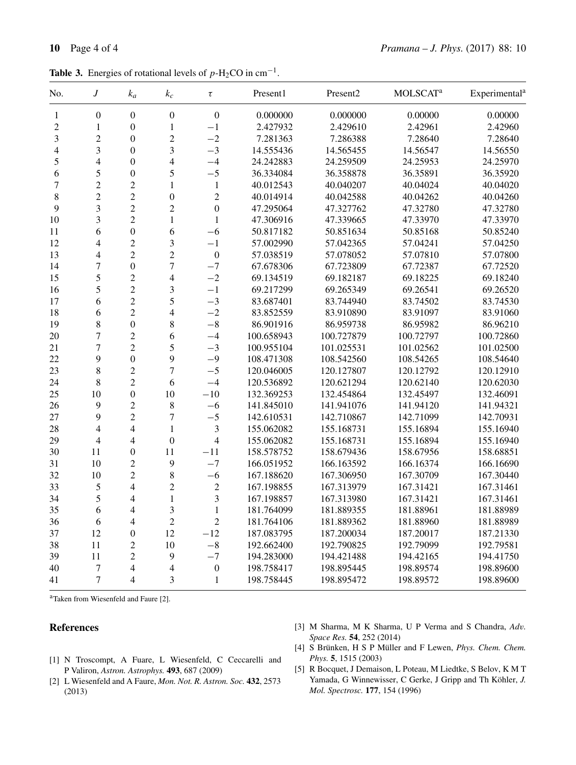**Table 3.** Energies of rotational levels of $p$-$H_2CO$ in $cm^{-1}$.

| No. | $J$ | $k_a$ | $k_c$ | $\tau$ | Present1 | Present2 | MOLSCAT[a] | Experimental[a] |
|---|---|---|---|---|---|---|---|---|
| 1 | 0 | 0 | 0 | 0 | 0.000000 | 0.000000 | 0.00000 | 0.00000 |
| 2 | 1 | 0 | 1 | −1 | 2.427932 | 2.429610 | 2.42961 | 2.42960 |
| 3 | 2 | 0 | 2 | −2 | 7.281363 | 7.286388 | 7.28640 | 7.28640 |
| 4 | 3 | 0 | 3 | −3 | 14.555436 | 14.565455 | 14.56547 | 14.56550 |
| 5 | 4 | 0 | 4 | −4 | 24.242883 | 24.259509 | 24.25953 | 24.25970 |
| 6 | 5 | 0 | 5 | −5 | 36.334084 | 36.358878 | 36.35891 | 36.35920 |
| 7 | 2 | 2 | 1 | 1 | 40.012543 | 40.040207 | 40.04024 | 40.04020 |
| 8 | 2 | 2 | 0 | 2 | 40.014914 | 40.042588 | 40.04262 | 40.04260 |
| 9 | 3 | 2 | 2 | 0 | 47.295064 | 47.327762 | 47.32780 | 47.32780 |
| 10 | 3 | 2 | 1 | 1 | 47.306916 | 47.339665 | 47.33970 | 47.33970 |
| 11 | 6 | 0 | 6 | −6 | 50.817182 | 50.851634 | 50.85168 | 50.85240 |
| 12 | 4 | 2 | 3 | −1 | 57.002990 | 57.042365 | 57.04241 | 57.04250 |
| 13 | 4 | 2 | 2 | 0 | 57.038519 | 57.078052 | 57.07810 | 57.07800 |
| 14 | 7 | 0 | 7 | −7 | 67.678306 | 67.723809 | 67.72387 | 67.72520 |
| 15 | 5 | 2 | 4 | −2 | 69.134519 | 69.182187 | 69.18225 | 69.18240 |
| 16 | 5 | 2 | 3 | −1 | 69.217299 | 69.265349 | 69.26541 | 69.26520 |
| 17 | 6 | 2 | 5 | −3 | 83.687401 | 83.744940 | 83.74502 | 83.74530 |
| 18 | 6 | 2 | 4 | −2 | 83.852559 | 83.910890 | 83.91097 | 83.91060 |
| 19 | 8 | 0 | 8 | −8 | 86.901916 | 86.959738 | 86.95982 | 86.96210 |
| 20 | 7 | 2 | 6 | −4 | 100.658943 | 100.727879 | 100.72797 | 100.72860 |
| 21 | 7 | 2 | 5 | −3 | 100.955104 | 101.025531 | 101.02562 | 101.02500 |
| 22 | 9 | 0 | 9 | −9 | 108.471308 | 108.542560 | 108.54265 | 108.54640 |
| 23 | 8 | 2 | 7 | −5 | 120.046005 | 120.127807 | 120.12792 | 120.12910 |
| 24 | 8 | 2 | 6 | −4 | 120.536892 | 120.621294 | 120.62140 | 120.62030 |
| 25 | 10 | 0 | 10 | −10 | 132.369253 | 132.454864 | 132.45497 | 132.46091 |
| 26 | 9 | 2 | 8 | −6 | 141.845010 | 141.941076 | 141.94120 | 141.94321 |
| 27 | 9 | 2 | 7 | −5 | 142.610531 | 142.710867 | 142.71099 | 142.70931 |
| 28 | 4 | 4 | 1 | 3 | 155.062082 | 155.168731 | 155.16894 | 155.16940 |
| 29 | 4 | 4 | 0 | 4 | 155.062082 | 155.168731 | 155.16894 | 155.16940 |
| 30 | 11 | 0 | 11 | −11 | 158.578752 | 158.679436 | 158.67956 | 158.68851 |
| 31 | 10 | 2 | 9 | −7 | 166.051952 | 166.163592 | 166.16374 | 166.16690 |
| 32 | 10 | 2 | 8 | −6 | 167.188620 | 167.306950 | 167.30709 | 167.30440 |
| 33 | 5 | 4 | 2 | 2 | 167.198855 | 167.313979 | 167.31421 | 167.31461 |
| 34 | 5 | 4 | 1 | 3 | 167.198857 | 167.313980 | 167.31421 | 167.31461 |
| 35 | 6 | 4 | 3 | 1 | 181.764099 | 181.889355 | 181.88961 | 181.88989 |
| 36 | 6 | 4 | 2 | 2 | 181.764106 | 181.889362 | 181.88960 | 181.88989 |
| 37 | 12 | 0 | 12 | −12 | 187.083795 | 187.200034 | 187.20017 | 187.21330 |
| 38 | 11 | 2 | 10 | −8 | 192.662400 | 192.790825 | 192.79099 | 192.79581 |
| 39 | 11 | 2 | 9 | −7 | 194.283000 | 194.421488 | 194.42165 | 194.41750 |
| 40 | 7 | 4 | 4 | 0 | 198.758417 | 198.895445 | 198.89574 | 198.89600 |
| 41 | 7 | 4 | 3 | 1 | 198.758445 | 198.895472 | 198.89572 | 198.89600 |

[a]Taken from Wiesenfeld and Faure [2].

## References

[1] N Troscompt, A Fuare, L Wiesenfeld, C Ceccarelli and P Valiron, *Astron. Astrophys.* **493**, 687 (2009)

[2] L Wiesenfeld and A Faure, *Mon. Not. R. Astron. Soc.* **432**, 2573 (2013)

[3] M Sharma, M K Sharma, U P Verma and S Chandra, *Adv. Space Res.* **54**, 252 (2014)

[4] S Brünken, H S P Müller and F Lewen, *Phys. Chem. Chem. Phys.* **5**, 1515 (2003)

[5] R Bocquet, J Demaison, L Poteau, M Liedtke, S Belov, K M T Yamada, G Winnewisser, C Gerke, J Gripp and Th Köhler, *J. Mol. Spectrosc.* **177**, 154 (1996)